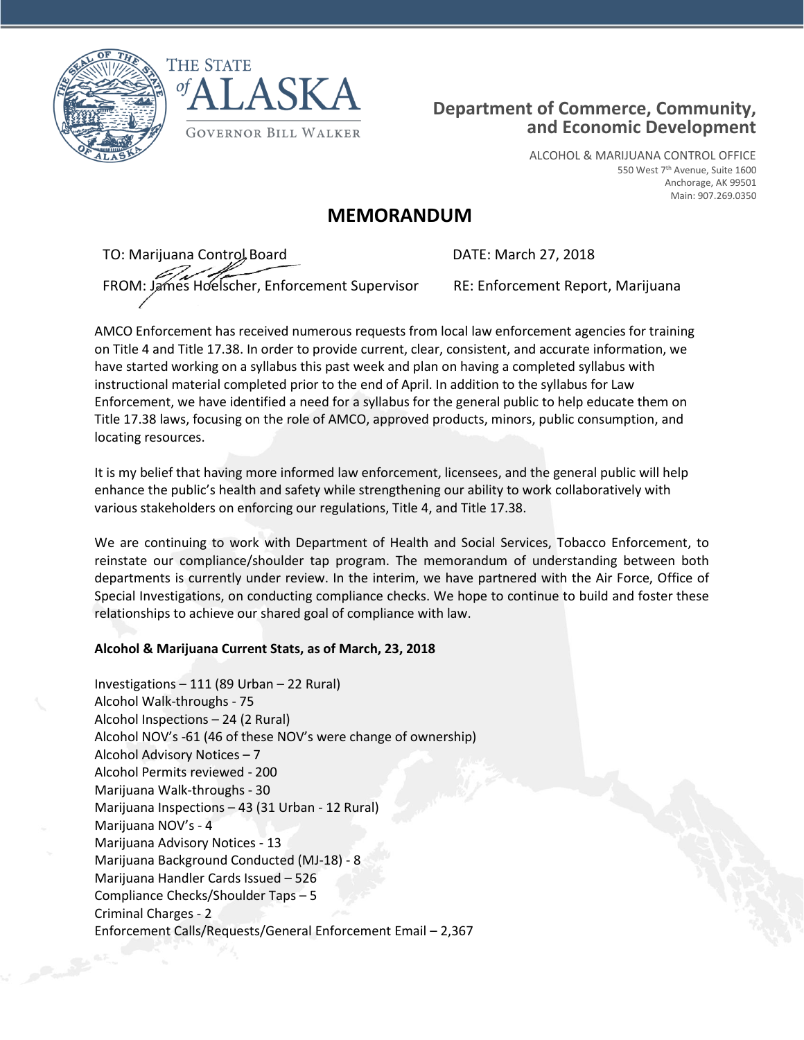THE STATE *of* ALASKA

GOVERNOR BILL WALKER

**Department of Commerce, Community, and Economic Development**

ALCOHOL & MARIJUANA CONTROL OFFICE
550 West 7th Avenue, Suite 1600
Anchorage, AK 99501
Main: 907.269.0350

# MEMORANDUM

TO: Marijuana Control Board DATE: March 27, 2018

FROM: James Hoelscher, Enforcement Supervisor RE: Enforcement Report, Marijuana

AMCO Enforcement has received numerous requests from local law enforcement agencies for training on Title 4 and Title 17.38. In order to provide current, clear, consistent, and accurate information, we have started working on a syllabus this past week and plan on having a completed syllabus with instructional material completed prior to the end of April. In addition to the syllabus for Law Enforcement, we have identified a need for a syllabus for the general public to help educate them on Title 17.38 laws, focusing on the role of AMCO, approved products, minors, public consumption, and locating resources.

It is my belief that having more informed law enforcement, licensees, and the general public will help enhance the public's health and safety while strengthening our ability to work collaboratively with various stakeholders on enforcing our regulations, Title 4, and Title 17.38.

We are continuing to work with Department of Health and Social Services, Tobacco Enforcement, to reinstate our compliance/shoulder tap program. The memorandum of understanding between both departments is currently under review. In the interim, we have partnered with the Air Force, Office of Special Investigations, on conducting compliance checks. We hope to continue to build and foster these relationships to achieve our shared goal of compliance with law.

**Alcohol & Marijuana Current Stats, as of March, 23, 2018**

Investigations – 111 (89 Urban – 22 Rural)
Alcohol Walk-throughs - 75
Alcohol Inspections – 24 (2 Rural)
Alcohol NOV's -61 (46 of these NOV's were change of ownership)
Alcohol Advisory Notices – 7
Alcohol Permits reviewed - 200
Marijuana Walk-throughs - 30
Marijuana Inspections – 43 (31 Urban - 12 Rural)
Marijuana NOV's - 4
Marijuana Advisory Notices - 13
Marijuana Background Conducted (MJ-18) - 8
Marijuana Handler Cards Issued – 526
Compliance Checks/Shoulder Taps – 5
Criminal Charges - 2
Enforcement Calls/Requests/General Enforcement Email – 2,367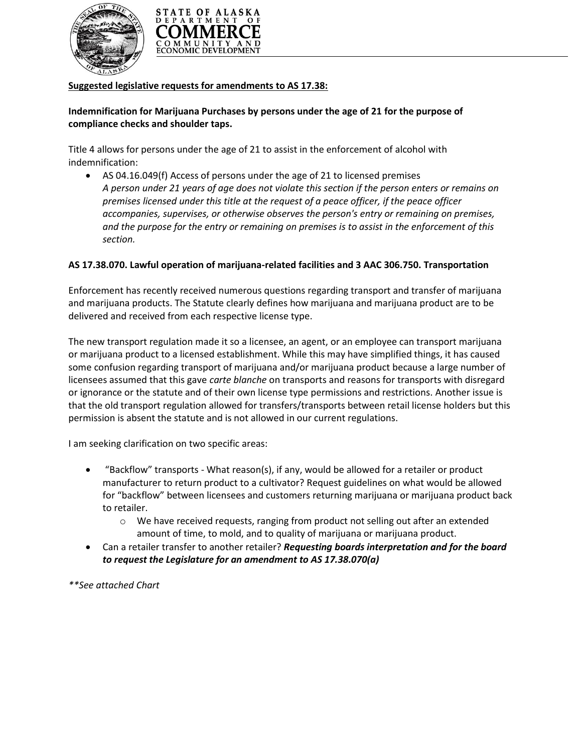STATE OF ALASKA
DEPARTMENT OF
COMMERCE
COMMUNITY AND
ECONOMIC DEVELOPMENT

**Suggested legislative requests for amendments to AS 17.38:**

**Indemnification for Marijuana Purchases by persons under the age of 21 for the purpose of compliance checks and shoulder taps.**

Title 4 allows for persons under the age of 21 to assist in the enforcement of alcohol with indemnification:

- AS 04.16.049(f) Access of persons under the age of 21 to licensed premises
  *A person under 21 years of age does not violate this section if the person enters or remains on premises licensed under this title at the request of a peace officer, if the peace officer accompanies, supervises, or otherwise observes the person's entry or remaining on premises, and the purpose for the entry or remaining on premises is to assist in the enforcement of this section.*

**AS 17.38.070. Lawful operation of marijuana-related facilities and 3 AAC 306.750. Transportation**

Enforcement has recently received numerous questions regarding transport and transfer of marijuana and marijuana products. The Statute clearly defines how marijuana and marijuana product are to be delivered and received from each respective license type.

The new transport regulation made it so a licensee, an agent, or an employee can transport marijuana or marijuana product to a licensed establishment. While this may have simplified things, it has caused some confusion regarding transport of marijuana and/or marijuana product because a large number of licensees assumed that this gave *carte blanche* on transports and reasons for transports with disregard or ignorance or the statute and of their own license type permissions and restrictions. Another issue is that the old transport regulation allowed for transfers/transports between retail license holders but this permission is absent the statute and is not allowed in our current regulations.

I am seeking clarification on two specific areas:

- "Backflow" transports - What reason(s), if any, would be allowed for a retailer or product manufacturer to return product to a cultivator? Request guidelines on what would be allowed for "backflow" between licensees and customers returning marijuana or marijuana product back to retailer.
  - We have received requests, ranging from product not selling out after an extended amount of time, to mold, and to quality of marijuana or marijuana product.
- Can a retailer transfer to another retailer? ***Requesting boards interpretation and for the board to request the Legislature for an amendment to AS 17.38.070(a)***

*\*\*See attached Chart*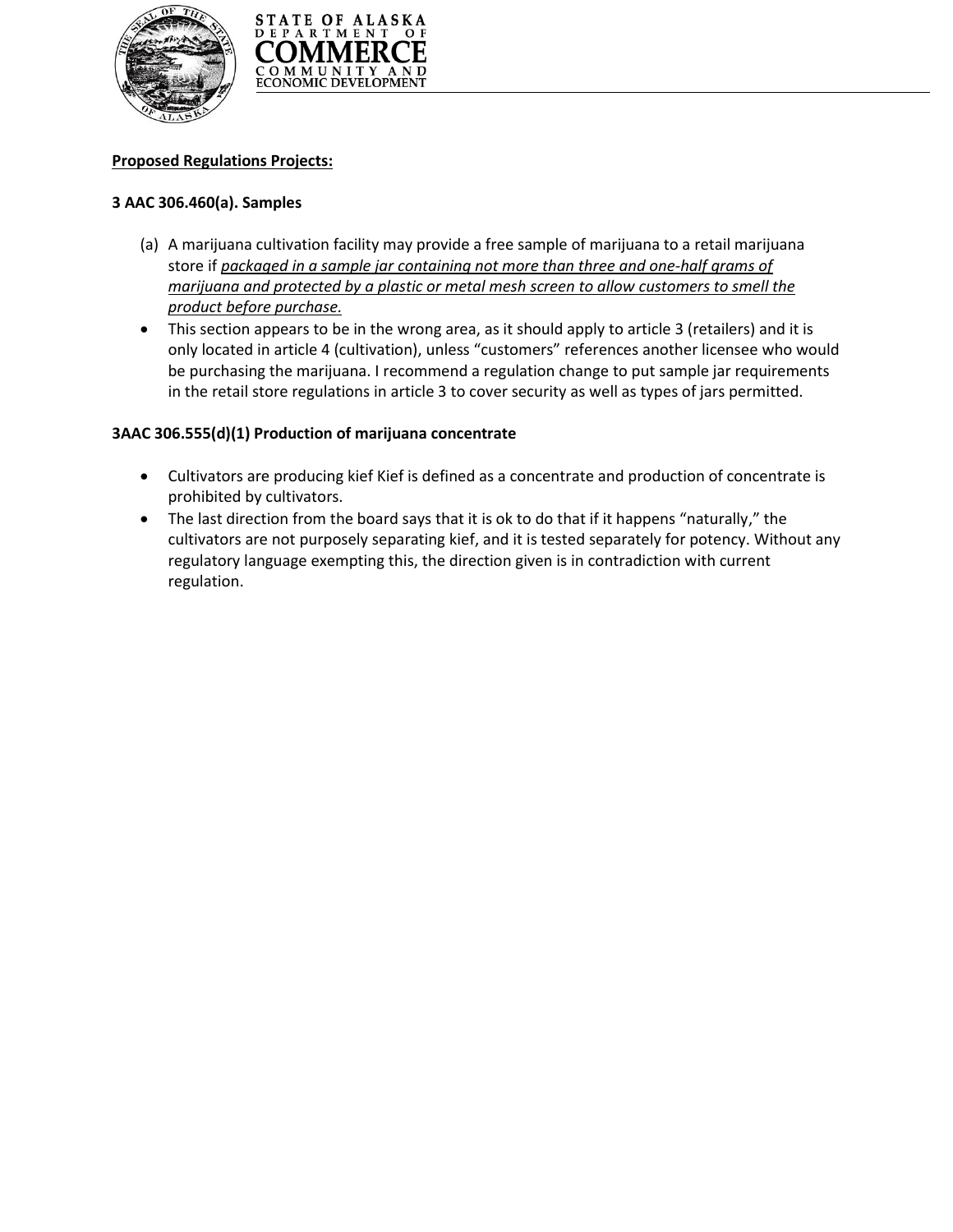STATE OF ALASKA
DEPARTMENT OF
COMMERCE
COMMUNITY AND
ECONOMIC DEVELOPMENT

**Proposed Regulations Projects:**

**3 AAC 306.460(a). Samples**

(a) A marijuana cultivation facility may provide a free sample of marijuana to a retail marijuana store if *packaged in a sample jar containing not more than three and one-half grams of marijuana and protected by a plastic or metal mesh screen to allow customers to smell the product before purchase.*

- This section appears to be in the wrong area, as it should apply to article 3 (retailers) and it is only located in article 4 (cultivation), unless "customers" references another licensee who would be purchasing the marijuana. I recommend a regulation change to put sample jar requirements in the retail store regulations in article 3 to cover security as well as types of jars permitted.

**3AAC 306.555(d)(1) Production of marijuana concentrate**

- Cultivators are producing kief Kief is defined as a concentrate and production of concentrate is prohibited by cultivators.
- The last direction from the board says that it is ok to do that if it happens "naturally," the cultivators are not purposely separating kief, and it is tested separately for potency. Without any regulatory language exempting this, the direction given is in contradiction with current regulation.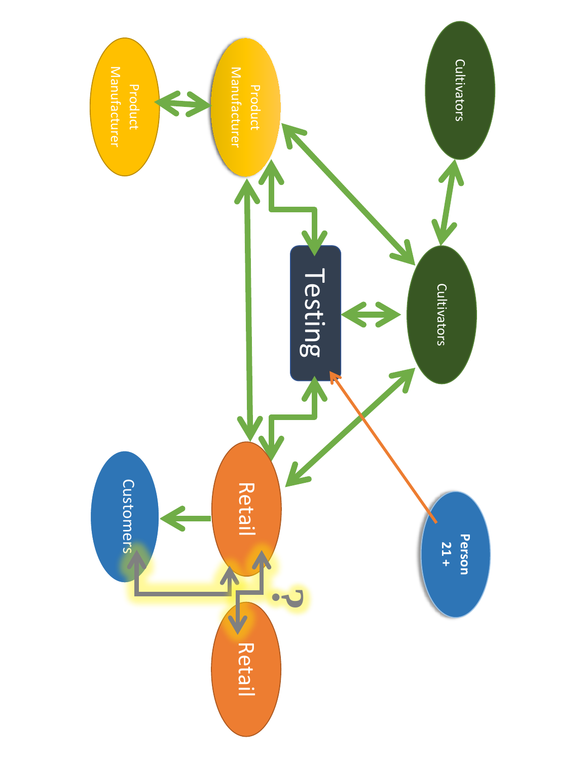Product Manufacturer

Product Manufacturer

Cultivators

Testing

Cultivators

Retail

Customers

Person 21 +

?

Retail